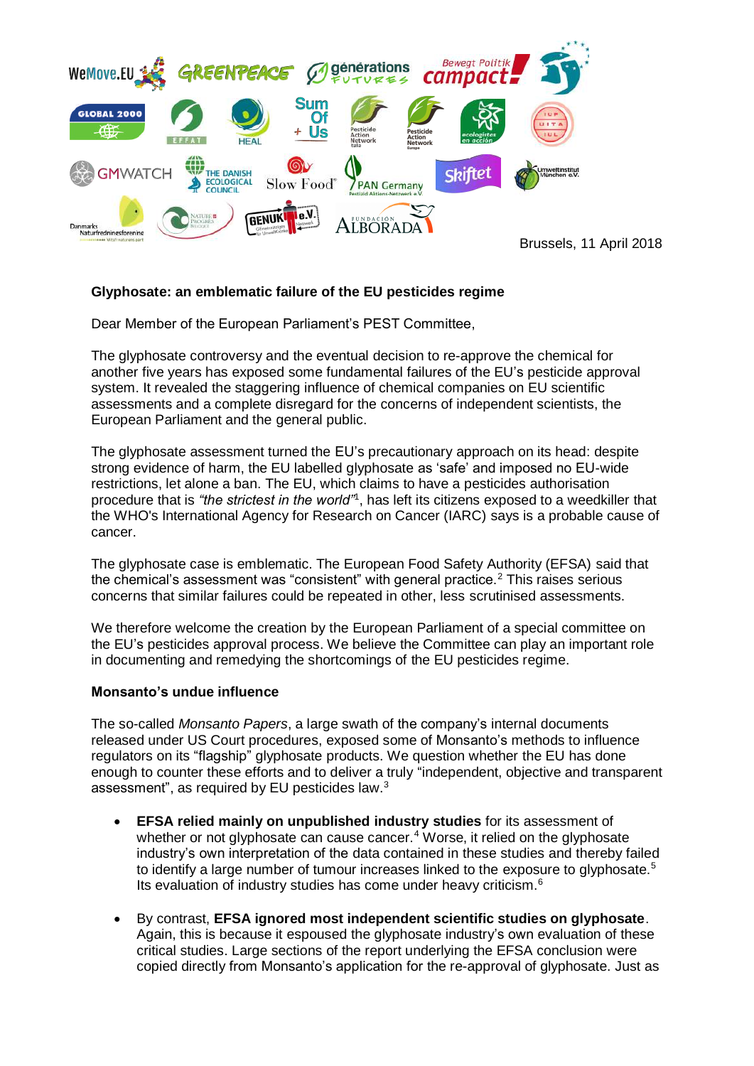Brussels, 11 April 2018

**Glyphosate: an emblematic failure of the EU pesticides regime**

Dear Member of the European Parliament's PEST Committee,

The glyphosate controversy and the eventual decision to re-approve the chemical for another five years has exposed some fundamental failures of the EU's pesticide approval system. It revealed the staggering influence of chemical companies on EU scientific assessments and a complete disregard for the concerns of independent scientists, the European Parliament and the general public.

The glyphosate assessment turned the EU's precautionary approach on its head: despite strong evidence of harm, the EU labelled glyphosate as 'safe' and imposed no EU-wide restrictions, let alone a ban. The EU, which claims to have a pesticides authorisation procedure that is *"the strictest in the world"*[1], has left its citizens exposed to a weedkiller that the WHO's International Agency for Research on Cancer (IARC) says is a probable cause of cancer.

The glyphosate case is emblematic. The European Food Safety Authority (EFSA) said that the chemical's assessment was "consistent" with general practice.[2] This raises serious concerns that similar failures could be repeated in other, less scrutinised assessments.

We therefore welcome the creation by the European Parliament of a special committee on the EU's pesticides approval process. We believe the Committee can play an important role in documenting and remedying the shortcomings of the EU pesticides regime.

**Monsanto's undue influence**

The so-called *Monsanto Papers*, a large swath of the company's internal documents released under US Court procedures, exposed some of Monsanto's methods to influence regulators on its "flagship" glyphosate products. We question whether the EU has done enough to counter these efforts and to deliver a truly "independent, objective and transparent assessment", as required by EU pesticides law.[3]

- **EFSA relied mainly on unpublished industry studies** for its assessment of whether or not glyphosate can cause cancer.[4] Worse, it relied on the glyphosate industry's own interpretation of the data contained in these studies and thereby failed to identify a large number of tumour increases linked to the exposure to glyphosate.[5] Its evaluation of industry studies has come under heavy criticism.[6]

- By contrast, **EFSA ignored most independent scientific studies on glyphosate**. Again, this is because it espoused the glyphosate industry's own evaluation of these critical studies. Large sections of the report underlying the EFSA conclusion were copied directly from Monsanto's application for the re-approval of glyphosate. Just as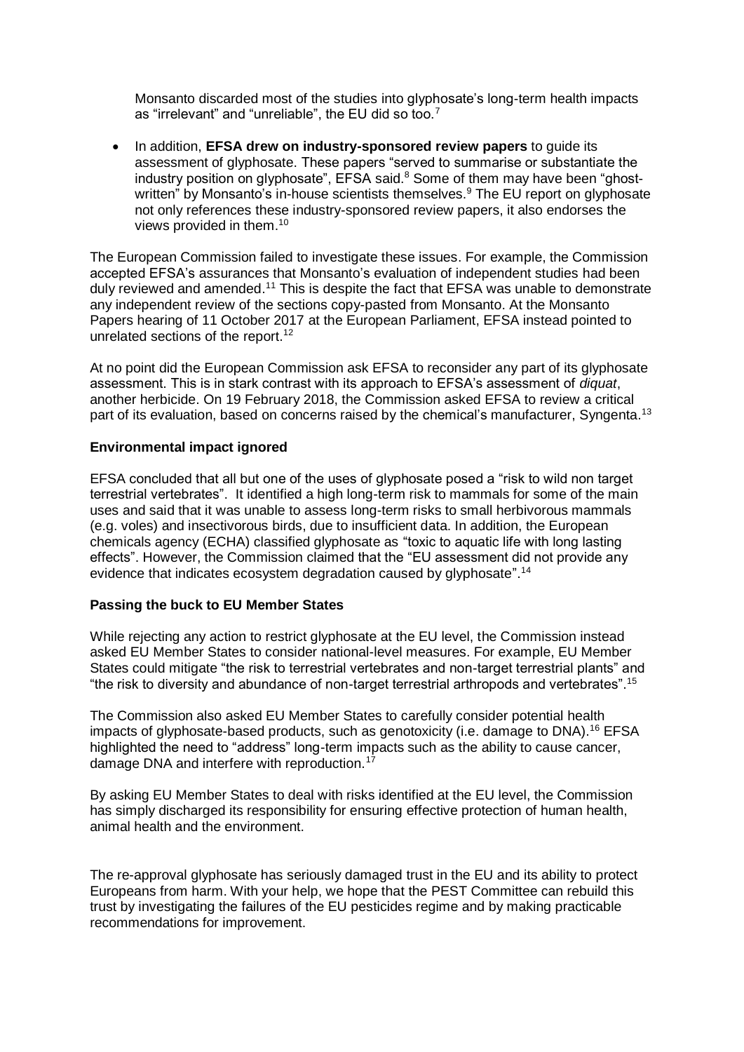Monsanto discarded most of the studies into glyphosate's long-term health impacts as "irrelevant" and "unreliable", the EU did so too.[7]

- In addition, **EFSA drew on industry-sponsored review papers** to guide its assessment of glyphosate. These papers "served to summarise or substantiate the industry position on glyphosate", EFSA said.[8] Some of them may have been "ghost-written" by Monsanto's in-house scientists themselves.[9] The EU report on glyphosate not only references these industry-sponsored review papers, it also endorses the views provided in them.[10]

The European Commission failed to investigate these issues. For example, the Commission accepted EFSA's assurances that Monsanto's evaluation of independent studies had been duly reviewed and amended.[11] This is despite the fact that EFSA was unable to demonstrate any independent review of the sections copy-pasted from Monsanto. At the Monsanto Papers hearing of 11 October 2017 at the European Parliament, EFSA instead pointed to unrelated sections of the report.[12]

At no point did the European Commission ask EFSA to reconsider any part of its glyphosate assessment. This is in stark contrast with its approach to EFSA's assessment of *diquat*, another herbicide. On 19 February 2018, the Commission asked EFSA to review a critical part of its evaluation, based on concerns raised by the chemical's manufacturer, Syngenta.[13]

**Environmental impact ignored**

EFSA concluded that all but one of the uses of glyphosate posed a "risk to wild non target terrestrial vertebrates". It identified a high long-term risk to mammals for some of the main uses and said that it was unable to assess long-term risks to small herbivorous mammals (e.g. voles) and insectivorous birds, due to insufficient data. In addition, the European chemicals agency (ECHA) classified glyphosate as "toxic to aquatic life with long lasting effects". However, the Commission claimed that the "EU assessment did not provide any evidence that indicates ecosystem degradation caused by glyphosate".[14]

**Passing the buck to EU Member States**

While rejecting any action to restrict glyphosate at the EU level, the Commission instead asked EU Member States to consider national-level measures. For example, EU Member States could mitigate "the risk to terrestrial vertebrates and non-target terrestrial plants" and "the risk to diversity and abundance of non-target terrestrial arthropods and vertebrates".[15]

The Commission also asked EU Member States to carefully consider potential health impacts of glyphosate-based products, such as genotoxicity (i.e. damage to DNA).[16] EFSA highlighted the need to "address" long-term impacts such as the ability to cause cancer, damage DNA and interfere with reproduction.[17]

By asking EU Member States to deal with risks identified at the EU level, the Commission has simply discharged its responsibility for ensuring effective protection of human health, animal health and the environment.

The re-approval glyphosate has seriously damaged trust in the EU and its ability to protect Europeans from harm. With your help, we hope that the PEST Committee can rebuild this trust by investigating the failures of the EU pesticides regime and by making practicable recommendations for improvement.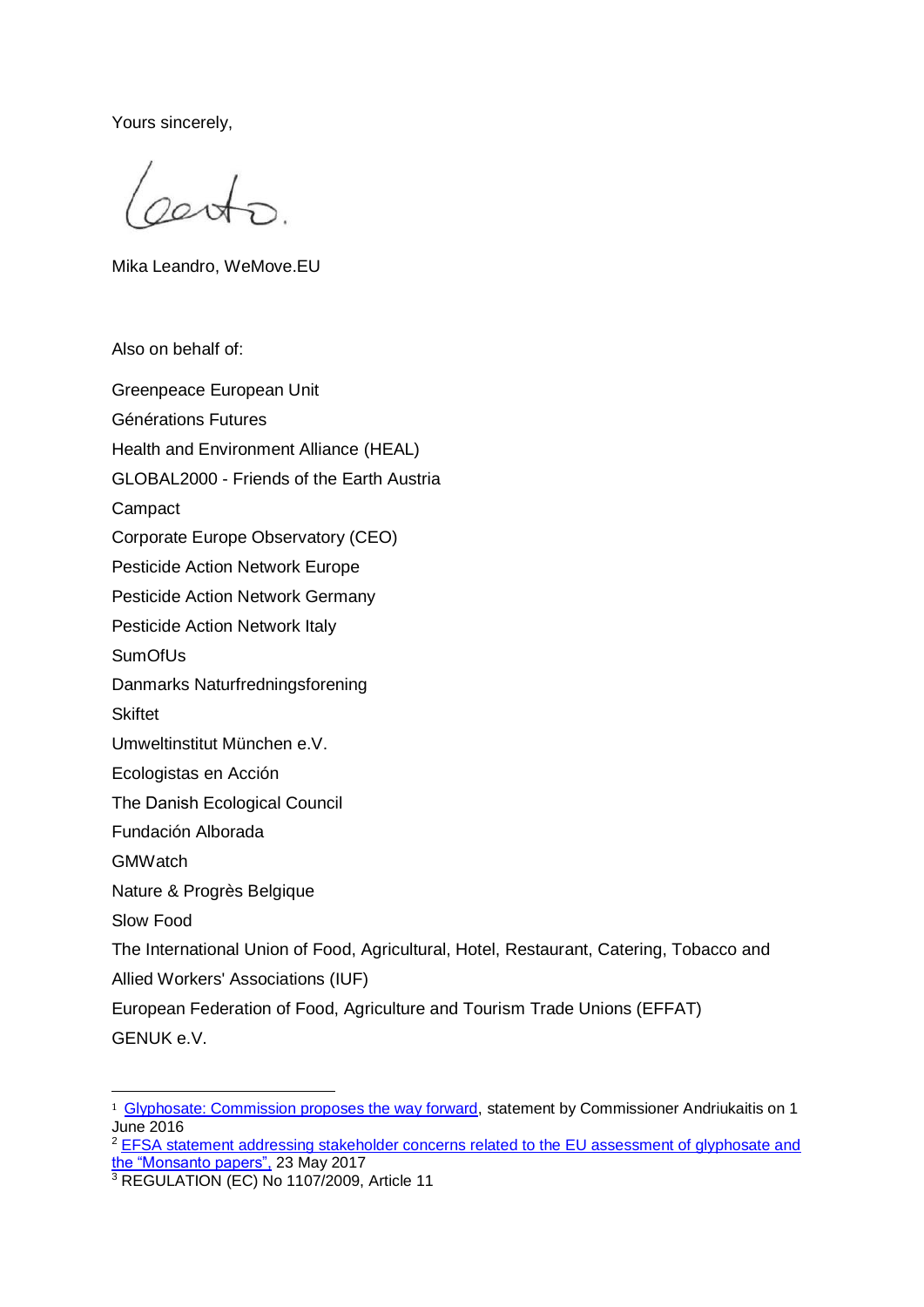Yours sincerely,

Mika Leandro, WeMove.EU

Also on behalf of:

Greenpeace European Unit

Générations Futures

Health and Environment Alliance (HEAL)

GLOBAL2000 - Friends of the Earth Austria

Campact

Corporate Europe Observatory (CEO)

Pesticide Action Network Europe

Pesticide Action Network Germany

Pesticide Action Network Italy

SumOfUs

Danmarks Naturfredningsforening

Skiftet

Umweltinstitut München e.V.

Ecologistas en Acción

The Danish Ecological Council

Fundación Alborada

GMWatch

Nature & Progrès Belgique

Slow Food

The International Union of Food, Agricultural, Hotel, Restaurant, Catering, Tobacco and Allied Workers' Associations (IUF)

European Federation of Food, Agriculture and Tourism Trade Unions (EFFAT)

GENUK e.V.

---

[1] Glyphosate: Commission proposes the way forward, statement by Commissioner Andriukaitis on 1 June 2016

[2] EFSA statement addressing stakeholder concerns related to the EU assessment of glyphosate and the "Monsanto papers", 23 May 2017

[3] REGULATION (EC) No 1107/2009, Article 11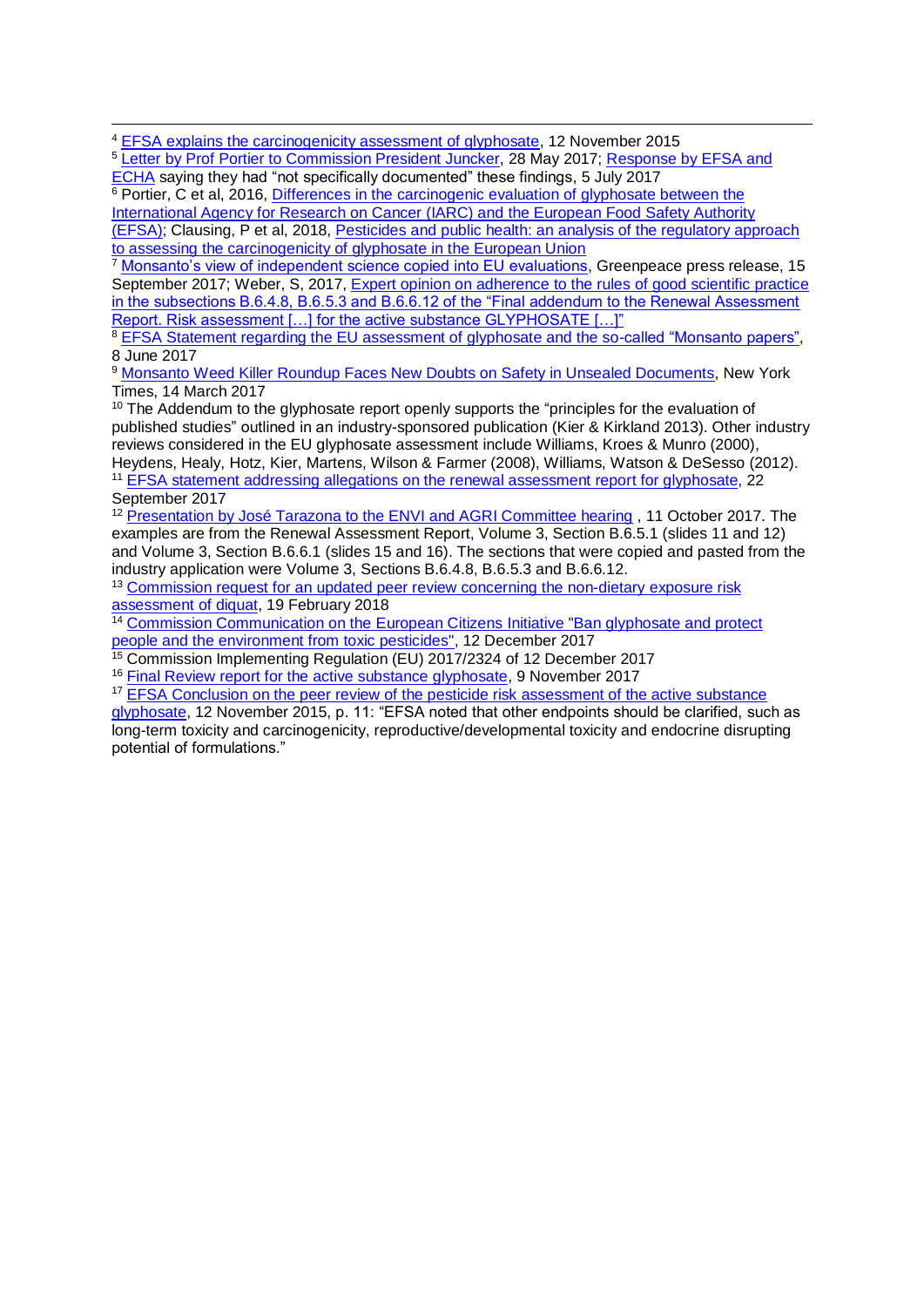[4] EFSA explains the carcinogenicity assessment of glyphosate, 12 November 2015

[5] Letter by Prof Portier to Commission President Juncker, 28 May 2017; Response by EFSA and ECHA saying they had "not specifically documented" these findings, 5 July 2017

[6] Portier, C et al, 2016, Differences in the carcinogenic evaluation of glyphosate between the International Agency for Research on Cancer (IARC) and the European Food Safety Authority (EFSA); Clausing, P et al, 2018, Pesticides and public health: an analysis of the regulatory approach to assessing the carcinogenicity of glyphosate in the European Union

[7] Monsanto's view of independent science copied into EU evaluations, Greenpeace press release, 15 September 2017; Weber, S, 2017, Expert opinion on adherence to the rules of good scientific practice in the subsections B.6.4.8, B.6.5.3 and B.6.6.12 of the "Final addendum to the Renewal Assessment Report. Risk assessment […] for the active substance GLYPHOSATE […]"

[8] EFSA Statement regarding the EU assessment of glyphosate and the so-called "Monsanto papers", 8 June 2017

[9] Monsanto Weed Killer Roundup Faces New Doubts on Safety in Unsealed Documents, New York Times, 14 March 2017

[10] The Addendum to the glyphosate report openly supports the "principles for the evaluation of published studies" outlined in an industry-sponsored publication (Kier & Kirkland 2013). Other industry reviews considered in the EU glyphosate assessment include Williams, Kroes & Munro (2000), Heydens, Healy, Hotz, Kier, Martens, Wilson & Farmer (2008), Williams, Watson & DeSesso (2012).

[11] EFSA statement addressing allegations on the renewal assessment report for glyphosate, 22 September 2017

[12] Presentation by José Tarazona to the ENVI and AGRI Committee hearing , 11 October 2017. The examples are from the Renewal Assessment Report, Volume 3, Section B.6.5.1 (slides 11 and 12) and Volume 3, Section B.6.6.1 (slides 15 and 16). The sections that were copied and pasted from the industry application were Volume 3, Sections B.6.4.8, B.6.5.3 and B.6.6.12.

[13] Commission request for an updated peer review concerning the non-dietary exposure risk assessment of diquat, 19 February 2018

[14] Commission Communication on the European Citizens Initiative "Ban glyphosate and protect people and the environment from toxic pesticides", 12 December 2017

[15] Commission Implementing Regulation (EU) 2017/2324 of 12 December 2017

[16] Final Review report for the active substance glyphosate, 9 November 2017

[17] EFSA Conclusion on the peer review of the pesticide risk assessment of the active substance glyphosate, 12 November 2015, p. 11: "EFSA noted that other endpoints should be clarified, such as long-term toxicity and carcinogenicity, reproductive/developmental toxicity and endocrine disrupting potential of formulations."